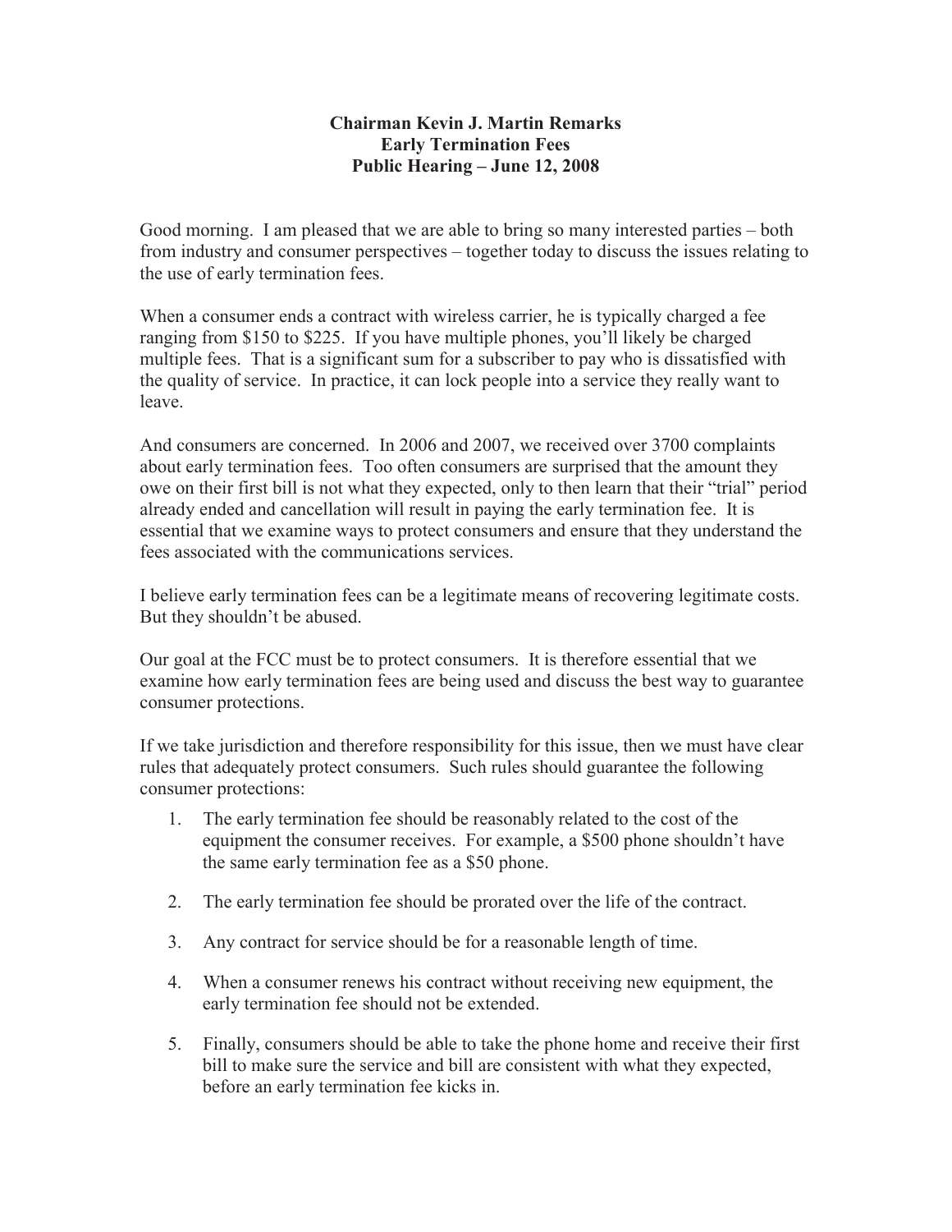**Chairman Kevin J. Martin Remarks**
**Early Termination Fees**
**Public Hearing – June 12, 2008**

Good morning. I am pleased that we are able to bring so many interested parties – both from industry and consumer perspectives – together today to discuss the issues relating to the use of early termination fees.

When a consumer ends a contract with wireless carrier, he is typically charged a fee ranging from $150 to $225. If you have multiple phones, you'll likely be charged multiple fees. That is a significant sum for a subscriber to pay who is dissatisfied with the quality of service. In practice, it can lock people into a service they really want to leave.

And consumers are concerned. In 2006 and 2007, we received over 3700 complaints about early termination fees. Too often consumers are surprised that the amount they owe on their first bill is not what they expected, only to then learn that their "trial" period already ended and cancellation will result in paying the early termination fee. It is essential that we examine ways to protect consumers and ensure that they understand the fees associated with the communications services.

I believe early termination fees can be a legitimate means of recovering legitimate costs. But they shouldn't be abused.

Our goal at the FCC must be to protect consumers. It is therefore essential that we examine how early termination fees are being used and discuss the best way to guarantee consumer protections.

If we take jurisdiction and therefore responsibility for this issue, then we must have clear rules that adequately protect consumers. Such rules should guarantee the following consumer protections:

1. The early termination fee should be reasonably related to the cost of the equipment the consumer receives. For example, a $500 phone shouldn't have the same early termination fee as a $50 phone.

2. The early termination fee should be prorated over the life of the contract.

3. Any contract for service should be for a reasonable length of time.

4. When a consumer renews his contract without receiving new equipment, the early termination fee should not be extended.

5. Finally, consumers should be able to take the phone home and receive their first bill to make sure the service and bill are consistent with what they expected, before an early termination fee kicks in.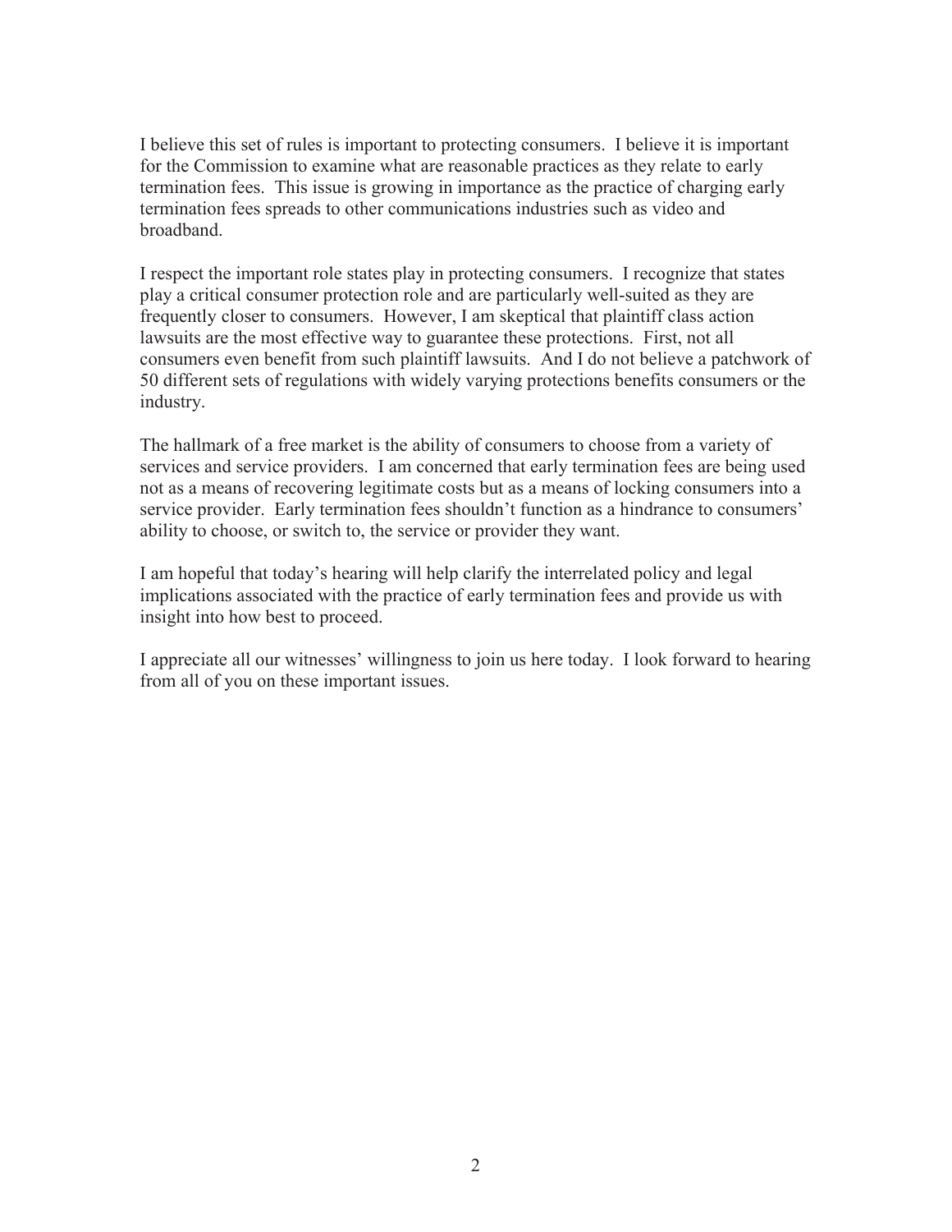I believe this set of rules is important to protecting consumers. I believe it is important for the Commission to examine what are reasonable practices as they relate to early termination fees. This issue is growing in importance as the practice of charging early termination fees spreads to other communications industries such as video and broadband.

I respect the important role states play in protecting consumers. I recognize that states play a critical consumer protection role and are particularly well-suited as they are frequently closer to consumers. However, I am skeptical that plaintiff class action lawsuits are the most effective way to guarantee these protections. First, not all consumers even benefit from such plaintiff lawsuits. And I do not believe a patchwork of 50 different sets of regulations with widely varying protections benefits consumers or the industry.

The hallmark of a free market is the ability of consumers to choose from a variety of services and service providers. I am concerned that early termination fees are being used not as a means of recovering legitimate costs but as a means of locking consumers into a service provider. Early termination fees shouldn't function as a hindrance to consumers' ability to choose, or switch to, the service or provider they want.

I am hopeful that today's hearing will help clarify the interrelated policy and legal implications associated with the practice of early termination fees and provide us with insight into how best to proceed.

I appreciate all our witnesses' willingness to join us here today. I look forward to hearing from all of you on these important issues.